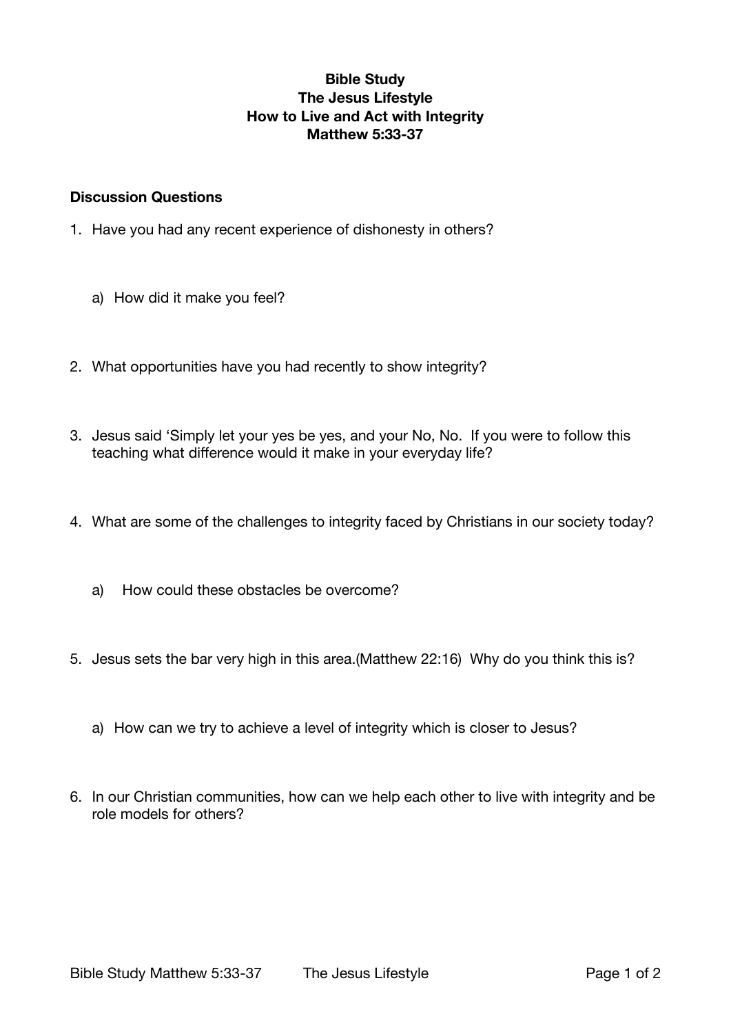# Bible Study
# The Jesus Lifestyle
# How to Live and Act with Integrity
# Matthew 5:33-37

**Discussion Questions**

1. Have you had any recent experience of dishonesty in others?

   a) How did it make you feel?

2. What opportunities have you had recently to show integrity?

3. Jesus said 'Simply let your yes be yes, and your No, No. If you were to follow this teaching what difference would it make in your everyday life?

4. What are some of the challenges to integrity faced by Christians in our society today?

   a) How could these obstacles be overcome?

5. Jesus sets the bar very high in this area.(Matthew 22:16) Why do you think this is?

   a) How can we try to achieve a level of integrity which is closer to Jesus?

6. In our Christian communities, how can we help each other to live with integrity and be role models for others?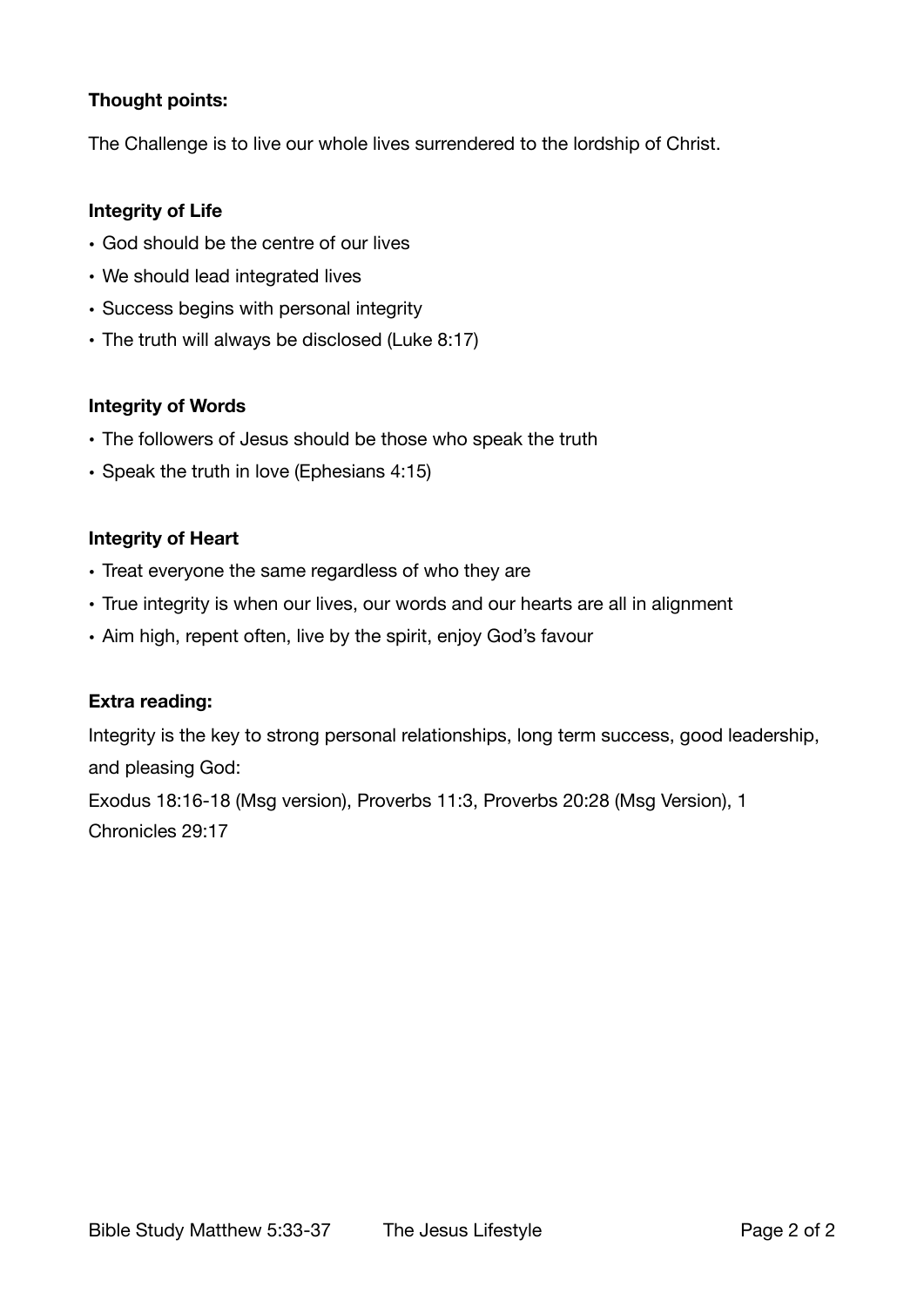**Thought points:**

The Challenge is to live our whole lives surrendered to the lordship of Christ.

**Integrity of Life**

- God should be the centre of our lives
- We should lead integrated lives
- Success begins with personal integrity
- The truth will always be disclosed (Luke 8:17)

**Integrity of Words**

- The followers of Jesus should be those who speak the truth
- Speak the truth in love (Ephesians 4:15)

**Integrity of Heart**

- Treat everyone the same regardless of who they are
- True integrity is when our lives, our words and our hearts are all in alignment
- Aim high, repent often, live by the spirit, enjoy God's favour

**Extra reading:**

Integrity is the key to strong personal relationships, long term success, good leadership, and pleasing God:

Exodus 18:16-18 (Msg version), Proverbs 11:3, Proverbs 20:28 (Msg Version), 1 Chronicles 29:17